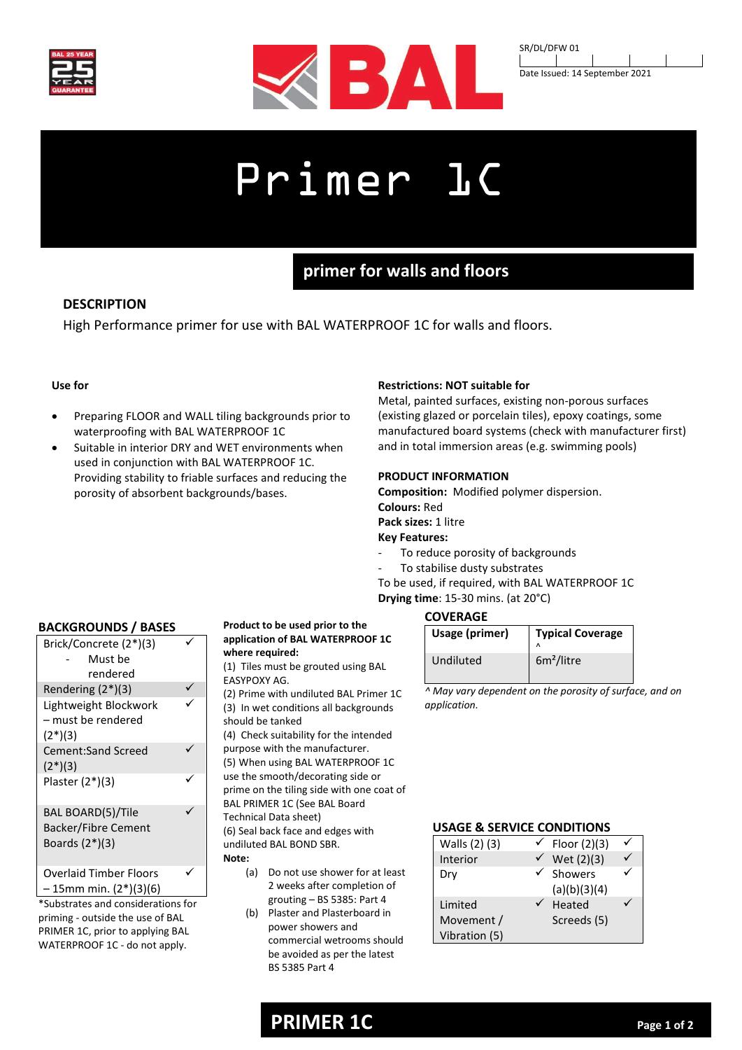SR/DL/DFW 01

Date Issued: 14 September 2021

# Primer 1C

## primer for walls and floors

### DESCRIPTION

High Performance primer for use with BAL WATERPROOF 1C for walls and floors.

**Use for**

- Preparing FLOOR and WALL tiling backgrounds prior to waterproofing with BAL WATERPROOF 1C
- Suitable in interior DRY and WET environments when used in conjunction with BAL WATERPROOF 1C. Providing stability to friable surfaces and reducing the porosity of absorbent backgrounds/bases.

**Restrictions: NOT suitable for**

Metal, painted surfaces, existing non-porous surfaces (existing glazed or porcelain tiles), epoxy coatings, some manufactured board systems (check with manufacturer first) and in total immersion areas (e.g. swimming pools)

**PRODUCT INFORMATION**

**Composition:** Modified polymer dispersion.
**Colours:** Red
**Pack sizes:** 1 litre
**Key Features:**

- To reduce porosity of backgrounds
- To stabilise dusty substrates

To be used, if required, with BAL WATERPROOF 1C
**Drying time**: 15-30 mins. (at 20°C)

### BACKGROUNDS / BASES

| Background | |
|---|---|
| Brick/Concrete (2*)(3) - Must be rendered | ✓ |
| Rendering (2*)(3) | ✓ |
| Lightweight Blockwork – must be rendered (2*)(3) | ✓ |
| Cement:Sand Screed (2*)(3) | ✓ |
| Plaster (2*)(3) | ✓ |
| BAL BOARD(5)/Tile Backer/Fibre Cement Boards (2*)(3) | ✓ |
| Overlaid Timber Floors – 15mm min. (2*)(3)(6) | ✓ |

*Substrates and considerations for priming - outside the use of BAL PRIMER 1C, prior to applying BAL WATERPROOF 1C - do not apply.

**Product to be used prior to the application of BAL WATERPROOF 1C where required:**

(1) Tiles must be grouted using BAL EASYPOXY AG.
(2) Prime with undiluted BAL Primer 1C
(3) In wet conditions all backgrounds should be tanked
(4) Check suitability for the intended purpose with the manufacturer.
(5) When using BAL WATERPROOF 1C use the smooth/decorating side or prime on the tiling side with one coat of BAL PRIMER 1C (See BAL Board Technical Data sheet)
(6) Seal back face and edges with undiluted BAL BOND SBR.

**Note:**

(a) Do not use shower for at least 2 weeks after completion of grouting – BS 5385: Part 4
(b) Plaster and Plasterboard in power showers and commercial wetrooms should be avoided as per the latest BS 5385 Part 4

### COVERAGE

| Usage (primer) | Typical Coverage ^ |
|---|---|
| Undiluted | 6m²/litre |

*^ May vary dependent on the porosity of surface, and on application.*

### USAGE & SERVICE CONDITIONS

| | | | |
|---|---|---|---|
| Walls (2) (3) | ✓ | Floor (2)(3) | ✓ |
| Interior | ✓ | Wet (2)(3) | ✓ |
| Dry | ✓ | Showers (a)(b)(3)(4) | ✓ |
| Limited Movement / Vibration (5) | ✓ | Heated Screeds (5) | ✓ |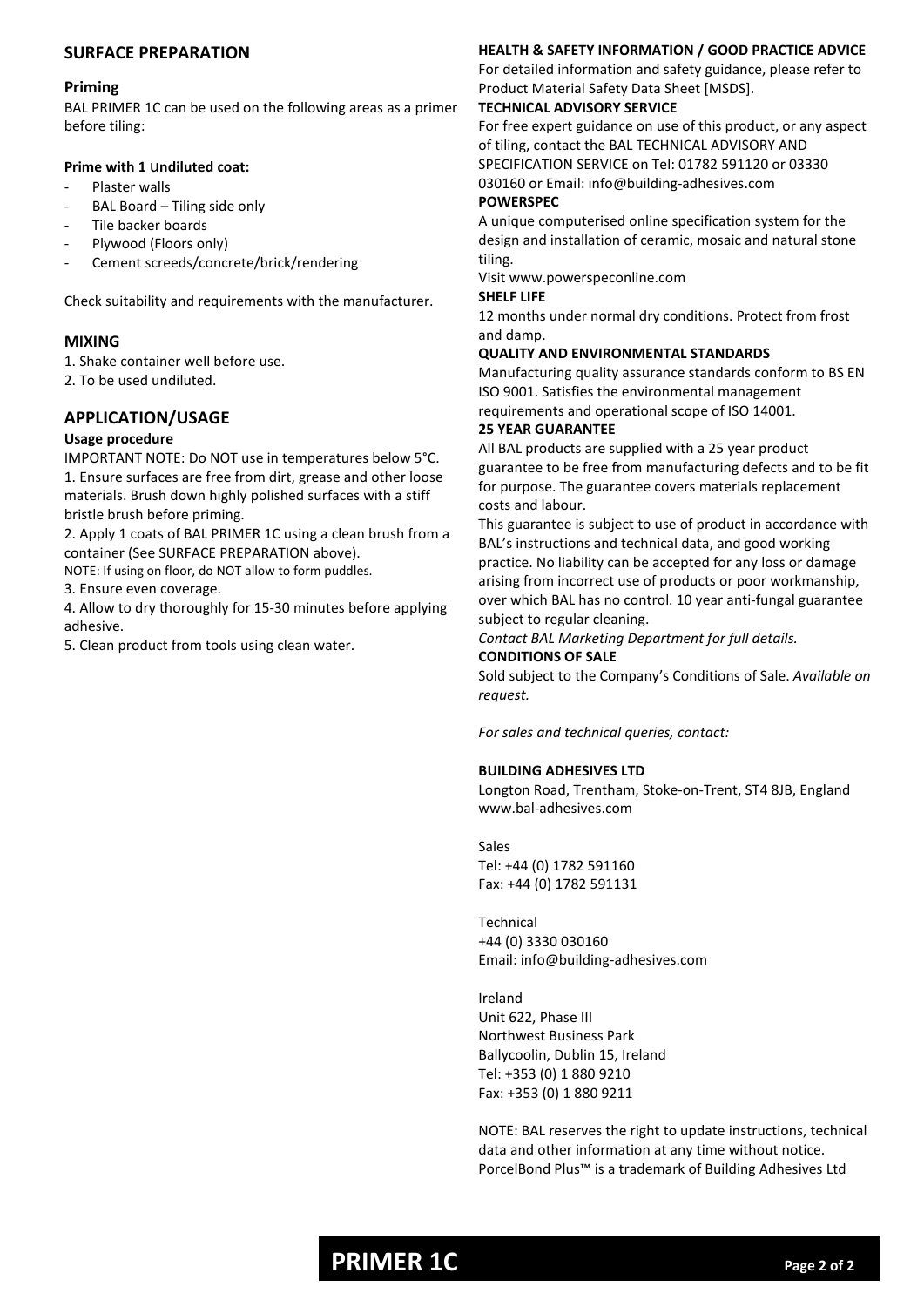## SURFACE PREPARATION

### Priming

BAL PRIMER 1C can be used on the following areas as a primer before tiling:

**Prime with 1 undiluted coat:**

- Plaster walls
- BAL Board – Tiling side only
- Tile backer boards
- Plywood (Floors only)
- Cement screeds/concrete/brick/rendering

Check suitability and requirements with the manufacturer.

## MIXING

1. Shake container well before use.
2. To be used undiluted.

## APPLICATION/USAGE

**Usage procedure**

IMPORTANT NOTE: Do NOT use in temperatures below 5°C.

1. Ensure surfaces are free from dirt, grease and other loose materials. Brush down highly polished surfaces with a stiff bristle brush before priming.
2. Apply 1 coats of BAL PRIMER 1C using a clean brush from a container (See SURFACE PREPARATION above).

NOTE: If using on floor, do NOT allow to form puddles.

3. Ensure even coverage.
4. Allow to dry thoroughly for 15-30 minutes before applying adhesive.
5. Clean product from tools using clean water.

**HEALTH & SAFETY INFORMATION / GOOD PRACTICE ADVICE**

For detailed information and safety guidance, please refer to Product Material Safety Data Sheet [MSDS].

**TECHNICAL ADVISORY SERVICE**

For free expert guidance on use of this product, or any aspect of tiling, contact the BAL TECHNICAL ADVISORY AND SPECIFICATION SERVICE on Tel: 01782 591120 or 03330 030160 or Email: info@building-adhesives.com

**POWERSPEC**

A unique computerised online specification system for the design and installation of ceramic, mosaic and natural stone tiling.

Visit www.powerspeconline.com

**SHELF LIFE**

12 months under normal dry conditions. Protect from frost and damp.

**QUALITY AND ENVIRONMENTAL STANDARDS**

Manufacturing quality assurance standards conform to BS EN ISO 9001. Satisfies the environmental management requirements and operational scope of ISO 14001.

**25 YEAR GUARANTEE**

All BAL products are supplied with a 25 year product guarantee to be free from manufacturing defects and to be fit for purpose. The guarantee covers materials replacement costs and labour.

This guarantee is subject to use of product in accordance with BAL's instructions and technical data, and good working practice. No liability can be accepted for any loss or damage arising from incorrect use of products or poor workmanship, over which BAL has no control. 10 year anti-fungal guarantee subject to regular cleaning.

*Contact BAL Marketing Department for full details.*

**CONDITIONS OF SALE**

Sold subject to the Company's Conditions of Sale. *Available on request.*

*For sales and technical queries, contact:*

**BUILDING ADHESIVES LTD**

Longton Road, Trentham, Stoke-on-Trent, ST4 8JB, England
www.bal-adhesives.com

Sales
Tel: +44 (0) 1782 591160
Fax: +44 (0) 1782 591131

Technical
+44 (0) 3330 030160
Email: info@building-adhesives.com

Ireland
Unit 622, Phase III
Northwest Business Park
Ballycoolin, Dublin 15, Ireland
Tel: +353 (0) 1 880 9210
Fax: +353 (0) 1 880 9211

NOTE: BAL reserves the right to update instructions, technical data and other information at any time without notice. PorcelBond Plus™ is a trademark of Building Adhesives Ltd

**PRIMER 1C**